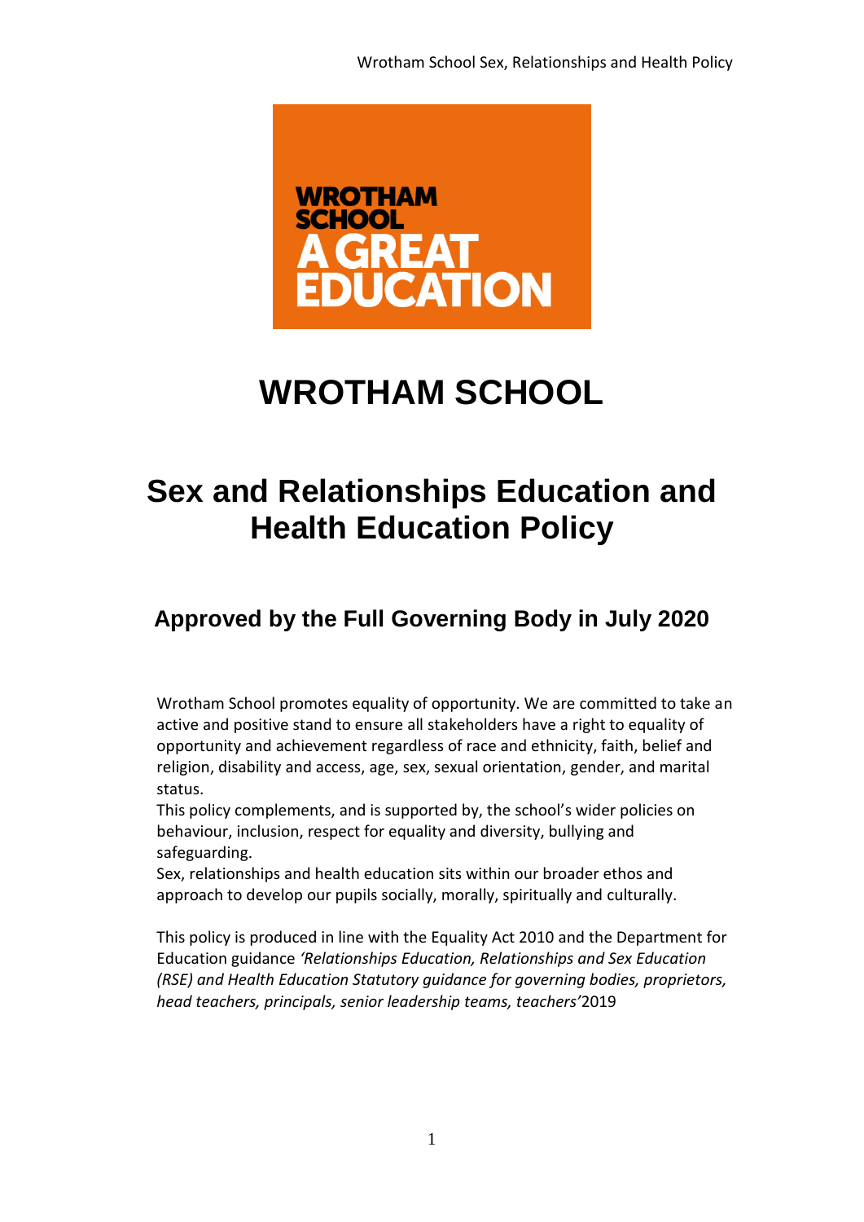# WROTHAM SCHOOL

## Sex and Relationships Education and Health Education Policy

### Approved by the Full Governing Body in July 2020

Wrotham School promotes equality of opportunity. We are committed to take an active and positive stand to ensure all stakeholders have a right to equality of opportunity and achievement regardless of race and ethnicity, faith, belief and religion, disability and access, age, sex, sexual orientation, gender, and marital status.

This policy complements, and is supported by, the school's wider policies on behaviour, inclusion, respect for equality and diversity, bullying and safeguarding.

Sex, relationships and health education sits within our broader ethos and approach to develop our pupils socially, morally, spiritually and culturally.

This policy is produced in line with the Equality Act 2010 and the Department for Education guidance *'Relationships Education, Relationships and Sex Education (RSE) and Health Education Statutory guidance for governing bodies, proprietors, head teachers, principals, senior leadership teams, teachers'*2019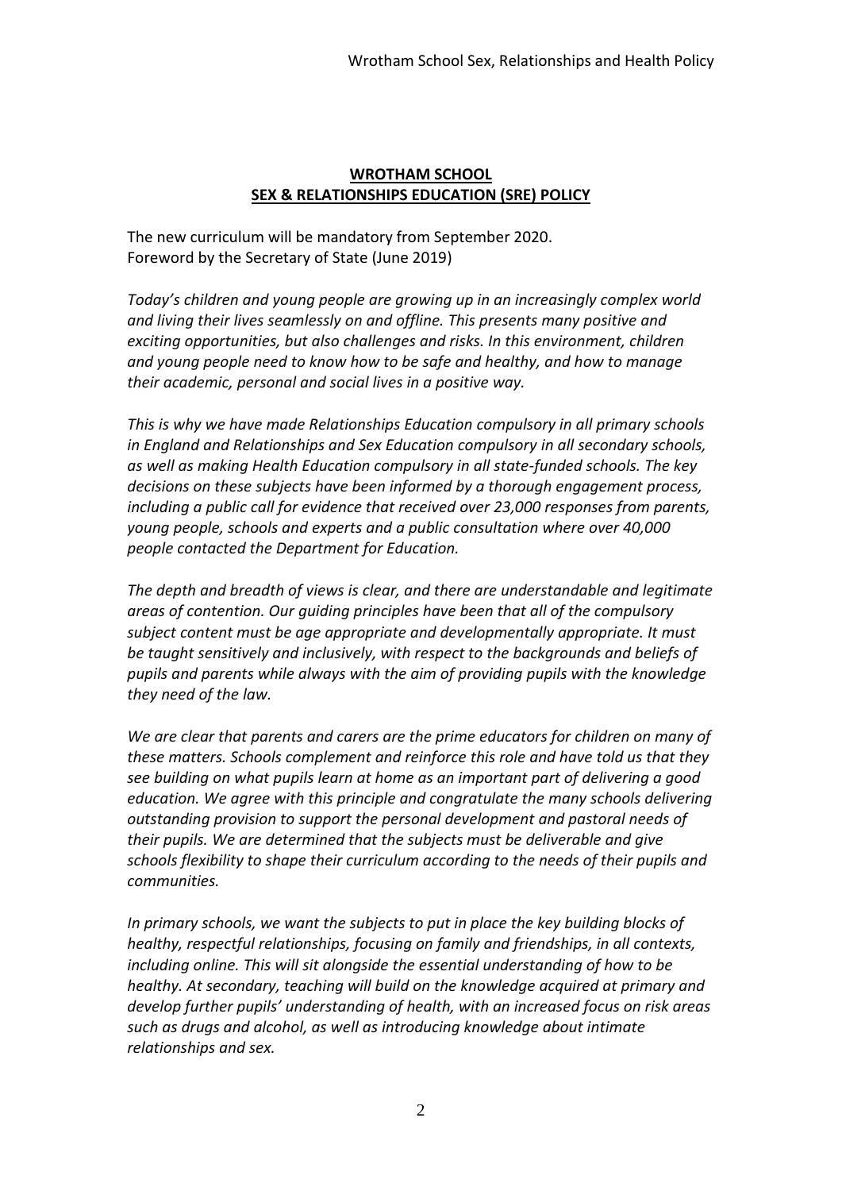**WROTHAM SCHOOL**
**SEX & RELATIONSHIPS EDUCATION (SRE) POLICY**

The new curriculum will be mandatory from September 2020.
Foreword by the Secretary of State (June 2019)

*Today's children and young people are growing up in an increasingly complex world and living their lives seamlessly on and offline. This presents many positive and exciting opportunities, but also challenges and risks. In this environment, children and young people need to know how to be safe and healthy, and how to manage their academic, personal and social lives in a positive way.*

*This is why we have made Relationships Education compulsory in all primary schools in England and Relationships and Sex Education compulsory in all secondary schools, as well as making Health Education compulsory in all state-funded schools. The key decisions on these subjects have been informed by a thorough engagement process, including a public call for evidence that received over 23,000 responses from parents, young people, schools and experts and a public consultation where over 40,000 people contacted the Department for Education.*

*The depth and breadth of views is clear, and there are understandable and legitimate areas of contention. Our guiding principles have been that all of the compulsory subject content must be age appropriate and developmentally appropriate. It must be taught sensitively and inclusively, with respect to the backgrounds and beliefs of pupils and parents while always with the aim of providing pupils with the knowledge they need of the law.*

*We are clear that parents and carers are the prime educators for children on many of these matters. Schools complement and reinforce this role and have told us that they see building on what pupils learn at home as an important part of delivering a good education. We agree with this principle and congratulate the many schools delivering outstanding provision to support the personal development and pastoral needs of their pupils. We are determined that the subjects must be deliverable and give schools flexibility to shape their curriculum according to the needs of their pupils and communities.*

*In primary schools, we want the subjects to put in place the key building blocks of healthy, respectful relationships, focusing on family and friendships, in all contexts, including online. This will sit alongside the essential understanding of how to be healthy. At secondary, teaching will build on the knowledge acquired at primary and develop further pupils' understanding of health, with an increased focus on risk areas such as drugs and alcohol, as well as introducing knowledge about intimate relationships and sex.*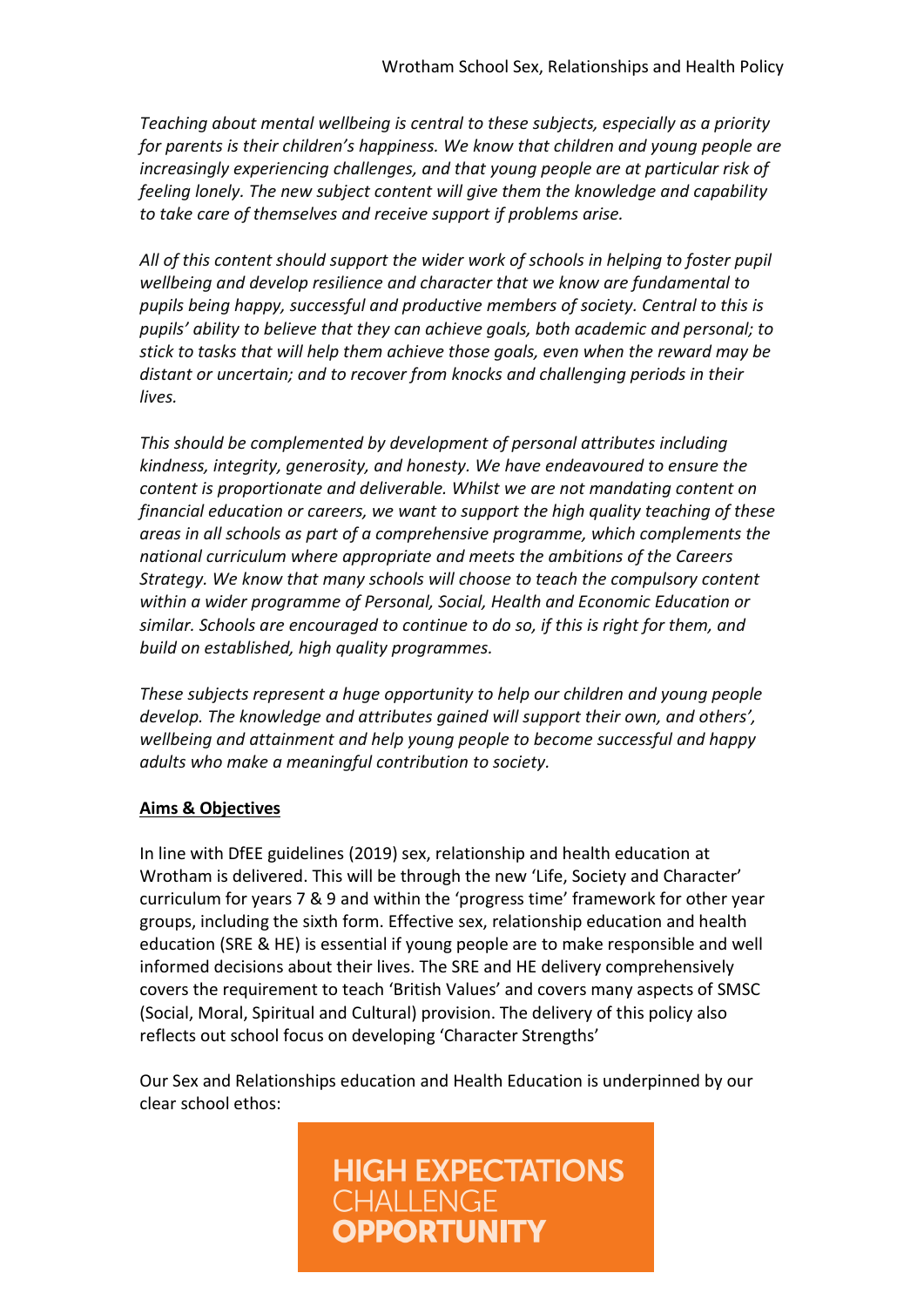*Teaching about mental wellbeing is central to these subjects, especially as a priority for parents is their children's happiness. We know that children and young people are increasingly experiencing challenges, and that young people are at particular risk of feeling lonely. The new subject content will give them the knowledge and capability to take care of themselves and receive support if problems arise.*

*All of this content should support the wider work of schools in helping to foster pupil wellbeing and develop resilience and character that we know are fundamental to pupils being happy, successful and productive members of society. Central to this is pupils' ability to believe that they can achieve goals, both academic and personal; to stick to tasks that will help them achieve those goals, even when the reward may be distant or uncertain; and to recover from knocks and challenging periods in their lives.*

*This should be complemented by development of personal attributes including kindness, integrity, generosity, and honesty. We have endeavoured to ensure the content is proportionate and deliverable. Whilst we are not mandating content on financial education or careers, we want to support the high quality teaching of these areas in all schools as part of a comprehensive programme, which complements the national curriculum where appropriate and meets the ambitions of the Careers Strategy. We know that many schools will choose to teach the compulsory content within a wider programme of Personal, Social, Health and Economic Education or similar. Schools are encouraged to continue to do so, if this is right for them, and build on established, high quality programmes.*

*These subjects represent a huge opportunity to help our children and young people develop. The knowledge and attributes gained will support their own, and others', wellbeing and attainment and help young people to become successful and happy adults who make a meaningful contribution to society.*

## Aims & Objectives

In line with DfEE guidelines (2019) sex, relationship and health education at Wrotham is delivered. This will be through the new 'Life, Society and Character' curriculum for years 7 & 9 and within the 'progress time' framework for other year groups, including the sixth form. Effective sex, relationship education and health education (SRE & HE) is essential if young people are to make responsible and well informed decisions about their lives. The SRE and HE delivery comprehensively covers the requirement to teach 'British Values' and covers many aspects of SMSC (Social, Moral, Spiritual and Cultural) provision. The delivery of this policy also reflects out school focus on developing 'Character Strengths'

Our Sex and Relationships education and Health Education is underpinned by our clear school ethos:

**HIGH EXPECTATIONS**
CHALLENGE
**OPPORTUNITY**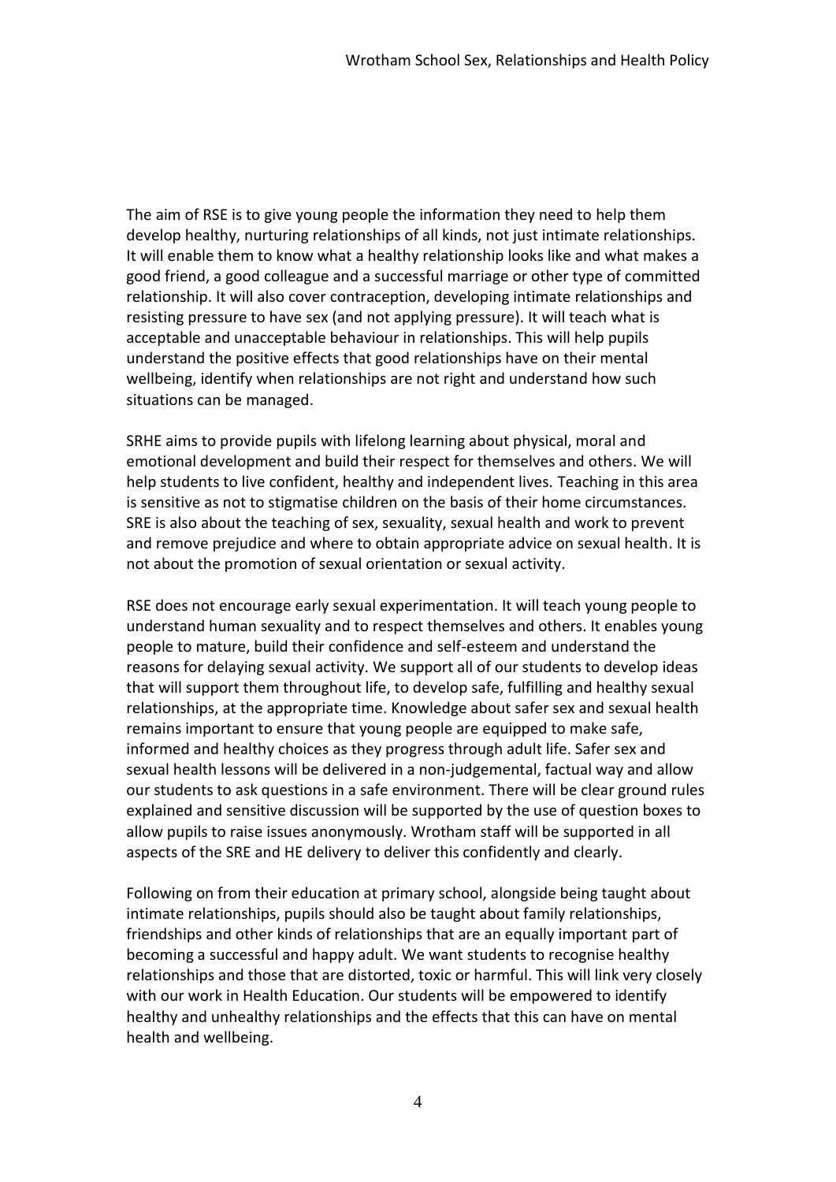The aim of RSE is to give young people the information they need to help them develop healthy, nurturing relationships of all kinds, not just intimate relationships. It will enable them to know what a healthy relationship looks like and what makes a good friend, a good colleague and a successful marriage or other type of committed relationship. It will also cover contraception, developing intimate relationships and resisting pressure to have sex (and not applying pressure). It will teach what is acceptable and unacceptable behaviour in relationships. This will help pupils understand the positive effects that good relationships have on their mental wellbeing, identify when relationships are not right and understand how such situations can be managed.

SRHE aims to provide pupils with lifelong learning about physical, moral and emotional development and build their respect for themselves and others. We will help students to live confident, healthy and independent lives. Teaching in this area is sensitive as not to stigmatise children on the basis of their home circumstances. SRE is also about the teaching of sex, sexuality, sexual health and work to prevent and remove prejudice and where to obtain appropriate advice on sexual health. It is not about the promotion of sexual orientation or sexual activity.

RSE does not encourage early sexual experimentation. It will teach young people to understand human sexuality and to respect themselves and others. It enables young people to mature, build their confidence and self-esteem and understand the reasons for delaying sexual activity. We support all of our students to develop ideas that will support them throughout life, to develop safe, fulfilling and healthy sexual relationships, at the appropriate time. Knowledge about safer sex and sexual health remains important to ensure that young people are equipped to make safe, informed and healthy choices as they progress through adult life. Safer sex and sexual health lessons will be delivered in a non-judgemental, factual way and allow our students to ask questions in a safe environment. There will be clear ground rules explained and sensitive discussion will be supported by the use of question boxes to allow pupils to raise issues anonymously. Wrotham staff will be supported in all aspects of the SRE and HE delivery to deliver this confidently and clearly.

Following on from their education at primary school, alongside being taught about intimate relationships, pupils should also be taught about family relationships, friendships and other kinds of relationships that are an equally important part of becoming a successful and happy adult. We want students to recognise healthy relationships and those that are distorted, toxic or harmful. This will link very closely with our work in Health Education. Our students will be empowered to identify healthy and unhealthy relationships and the effects that this can have on mental health and wellbeing.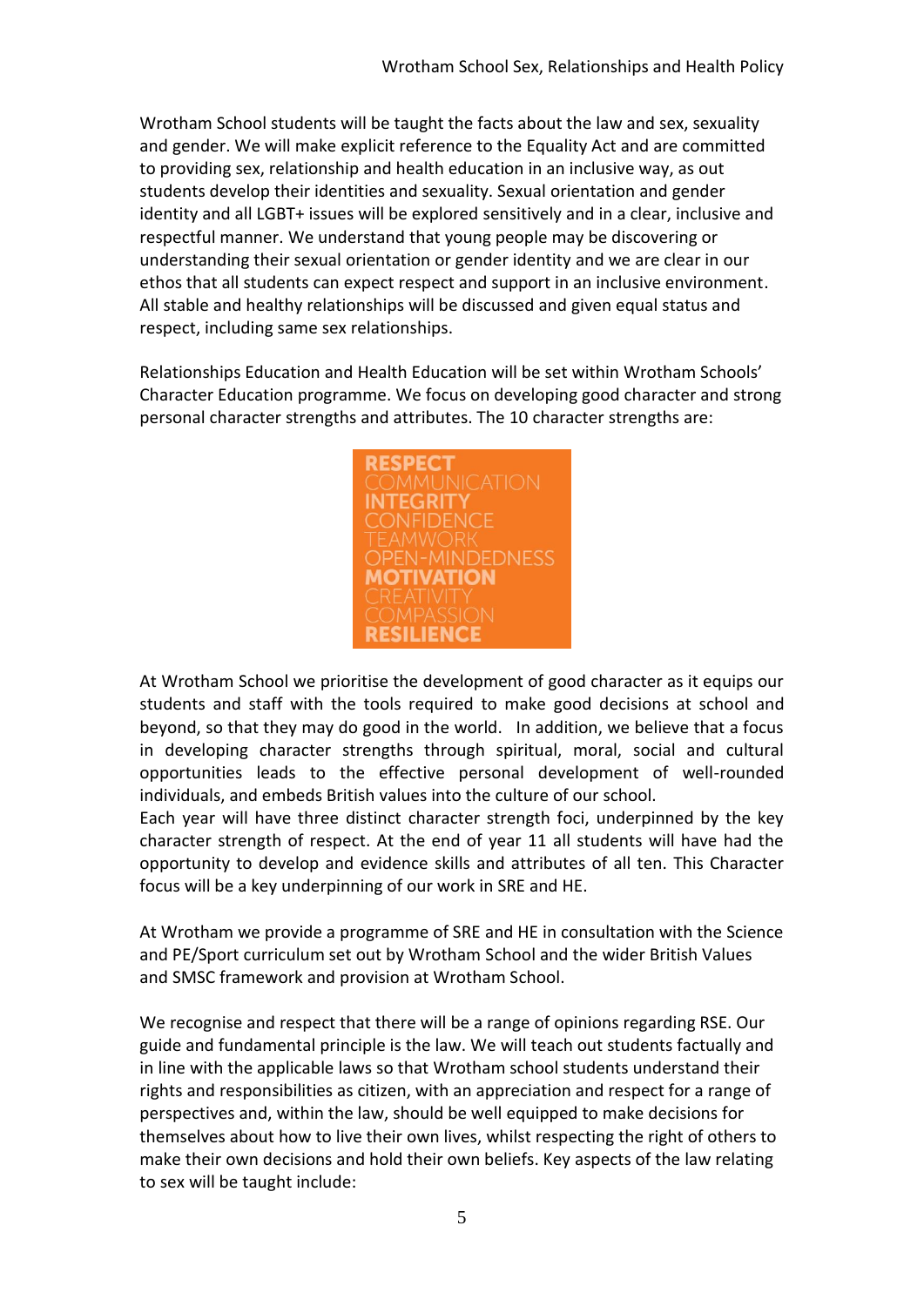Wrotham School students will be taught the facts about the law and sex, sexuality and gender. We will make explicit reference to the Equality Act and are committed to providing sex, relationship and health education in an inclusive way, as out students develop their identities and sexuality. Sexual orientation and gender identity and all LGBT+ issues will be explored sensitively and in a clear, inclusive and respectful manner. We understand that young people may be discovering or understanding their sexual orientation or gender identity and we are clear in our ethos that all students can expect respect and support in an inclusive environment. All stable and healthy relationships will be discussed and given equal status and respect, including same sex relationships.

Relationships Education and Health Education will be set within Wrotham Schools' Character Education programme. We focus on developing good character and strong personal character strengths and attributes. The 10 character strengths are:

**RESPECT**
COMMUNICATION
**INTEGRITY**
CONFIDENCE
TEAMWORK
OPEN-MINDEDNESS
**MOTIVATION**
CREATIVITY
COMPASSION
**RESILIENCE**

At Wrotham School we prioritise the development of good character as it equips our students and staff with the tools required to make good decisions at school and beyond, so that they may do good in the world. In addition, we believe that a focus in developing character strengths through spiritual, moral, social and cultural opportunities leads to the effective personal development of well-rounded individuals, and embeds British values into the culture of our school.
Each year will have three distinct character strength foci, underpinned by the key character strength of respect. At the end of year 11 all students will have had the opportunity to develop and evidence skills and attributes of all ten. This Character focus will be a key underpinning of our work in SRE and HE.

At Wrotham we provide a programme of SRE and HE in consultation with the Science and PE/Sport curriculum set out by Wrotham School and the wider British Values and SMSC framework and provision at Wrotham School.

We recognise and respect that there will be a range of opinions regarding RSE. Our guide and fundamental principle is the law. We will teach out students factually and in line with the applicable laws so that Wrotham school students understand their rights and responsibilities as citizen, with an appreciation and respect for a range of perspectives and, within the law, should be well equipped to make decisions for themselves about how to live their own lives, whilst respecting the right of others to make their own decisions and hold their own beliefs. Key aspects of the law relating to sex will be taught include: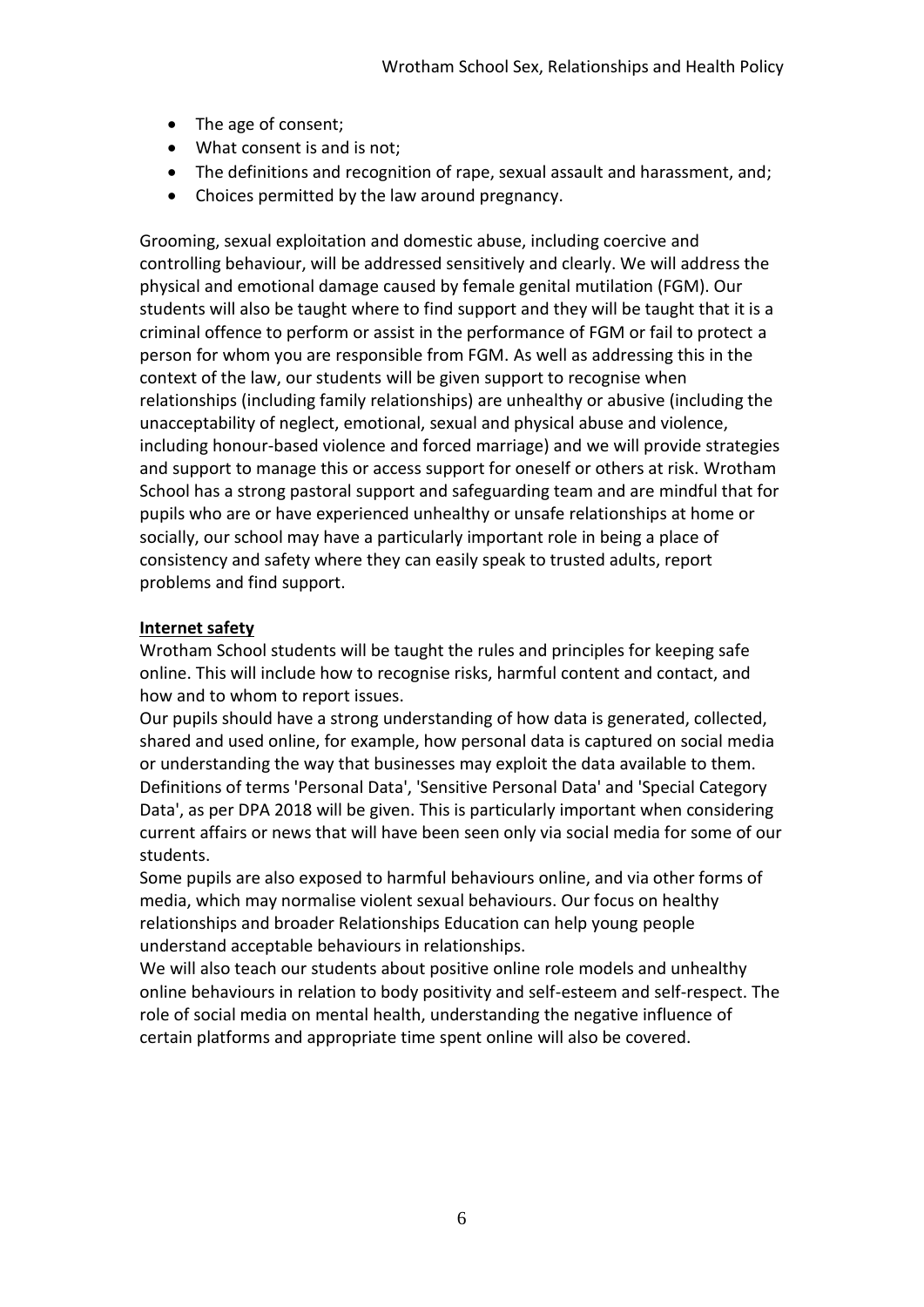- The age of consent;
- What consent is and is not;
- The definitions and recognition of rape, sexual assault and harassment, and;
- Choices permitted by the law around pregnancy.

Grooming, sexual exploitation and domestic abuse, including coercive and controlling behaviour, will be addressed sensitively and clearly. We will address the physical and emotional damage caused by female genital mutilation (FGM). Our students will also be taught where to find support and they will be taught that it is a criminal offence to perform or assist in the performance of FGM or fail to protect a person for whom you are responsible from FGM. As well as addressing this in the context of the law, our students will be given support to recognise when relationships (including family relationships) are unhealthy or abusive (including the unacceptability of neglect, emotional, sexual and physical abuse and violence, including honour-based violence and forced marriage) and we will provide strategies and support to manage this or access support for oneself or others at risk. Wrotham School has a strong pastoral support and safeguarding team and are mindful that for pupils who are or have experienced unhealthy or unsafe relationships at home or socially, our school may have a particularly important role in being a place of consistency and safety where they can easily speak to trusted adults, report problems and find support.

**Internet safety**

Wrotham School students will be taught the rules and principles for keeping safe online. This will include how to recognise risks, harmful content and contact, and how and to whom to report issues.

Our pupils should have a strong understanding of how data is generated, collected, shared and used online, for example, how personal data is captured on social media or understanding the way that businesses may exploit the data available to them. Definitions of terms 'Personal Data', 'Sensitive Personal Data' and 'Special Category Data', as per DPA 2018 will be given. This is particularly important when considering current affairs or news that will have been seen only via social media for some of our students.

Some pupils are also exposed to harmful behaviours online, and via other forms of media, which may normalise violent sexual behaviours. Our focus on healthy relationships and broader Relationships Education can help young people understand acceptable behaviours in relationships.

We will also teach our students about positive online role models and unhealthy online behaviours in relation to body positivity and self-esteem and self-respect. The role of social media on mental health, understanding the negative influence of certain platforms and appropriate time spent online will also be covered.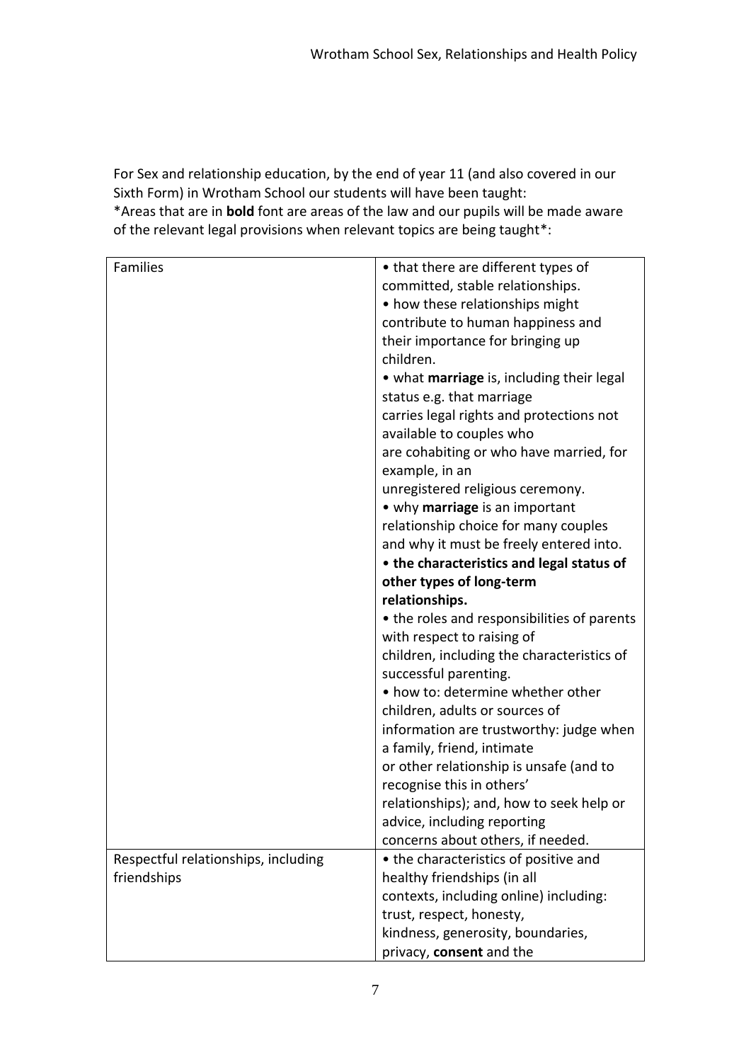For Sex and relationship education, by the end of year 11 (and also covered in our Sixth Form) in Wrotham School our students will have been taught:
*Areas that are in **bold** font are areas of the law and our pupils will be made aware of the relevant legal provisions when relevant topics are being taught*:

| | |
|---|---|
| Families | • that there are different types of committed, stable relationships.<br>• how these relationships might contribute to human happiness and their importance for bringing up children.<br>• what **marriage** is, including their legal status e.g. that marriage carries legal rights and protections not available to couples who are cohabiting or who have married, for example, in an unregistered religious ceremony.<br>• why **marriage** is an important relationship choice for many couples and why it must be freely entered into.<br>• **the characteristics and legal status of other types of long-term relationships.**<br>• the roles and responsibilities of parents with respect to raising of children, including the characteristics of successful parenting.<br>• how to: determine whether other children, adults or sources of information are trustworthy: judge when a family, friend, intimate or other relationship is unsafe (and to recognise this in others' relationships); and, how to seek help or advice, including reporting concerns about others, if needed. |
| Respectful relationships, including friendships | • the characteristics of positive and healthy friendships (in all contexts, including online) including: trust, respect, honesty, kindness, generosity, boundaries, privacy, **consent** and the |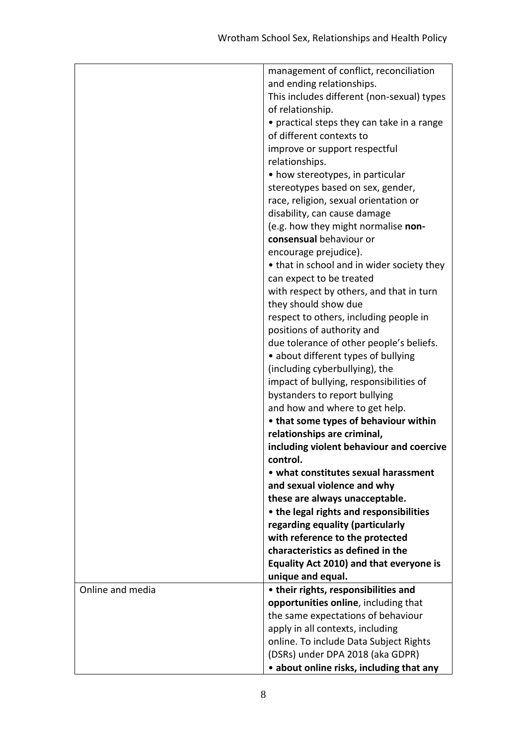| | |
|---|---|
| | management of conflict, reconciliation and ending relationships. This includes different (non-sexual) types of relationship.<br>• practical steps they can take in a range of different contexts to improve or support respectful relationships.<br>• how stereotypes, in particular stereotypes based on sex, gender, race, religion, sexual orientation or disability, can cause damage (e.g. how they might normalise **non-consensual** behaviour or encourage prejudice).<br>• that in school and in wider society they can expect to be treated with respect by others, and that in turn they should show due respect to others, including people in positions of authority and due tolerance of other people's beliefs.<br>• about different types of bullying (including cyberbullying), the impact of bullying, responsibilities of bystanders to report bullying and how and where to get help.<br>• **that some types of behaviour within relationships are criminal, including violent behaviour and coercive control.**<br>• **what constitutes sexual harassment and sexual violence and why these are always unacceptable.**<br>• **the legal rights and responsibilities regarding equality (particularly with reference to the protected characteristics as defined in the Equality Act 2010) and that everyone is unique and equal.** |
| Online and media | • **their rights, responsibilities and opportunities online**, including that the same expectations of behaviour apply in all contexts, including online. To include Data Subject Rights (DSRs) under DPA 2018 (aka GDPR)<br>• **about online risks, including that any** |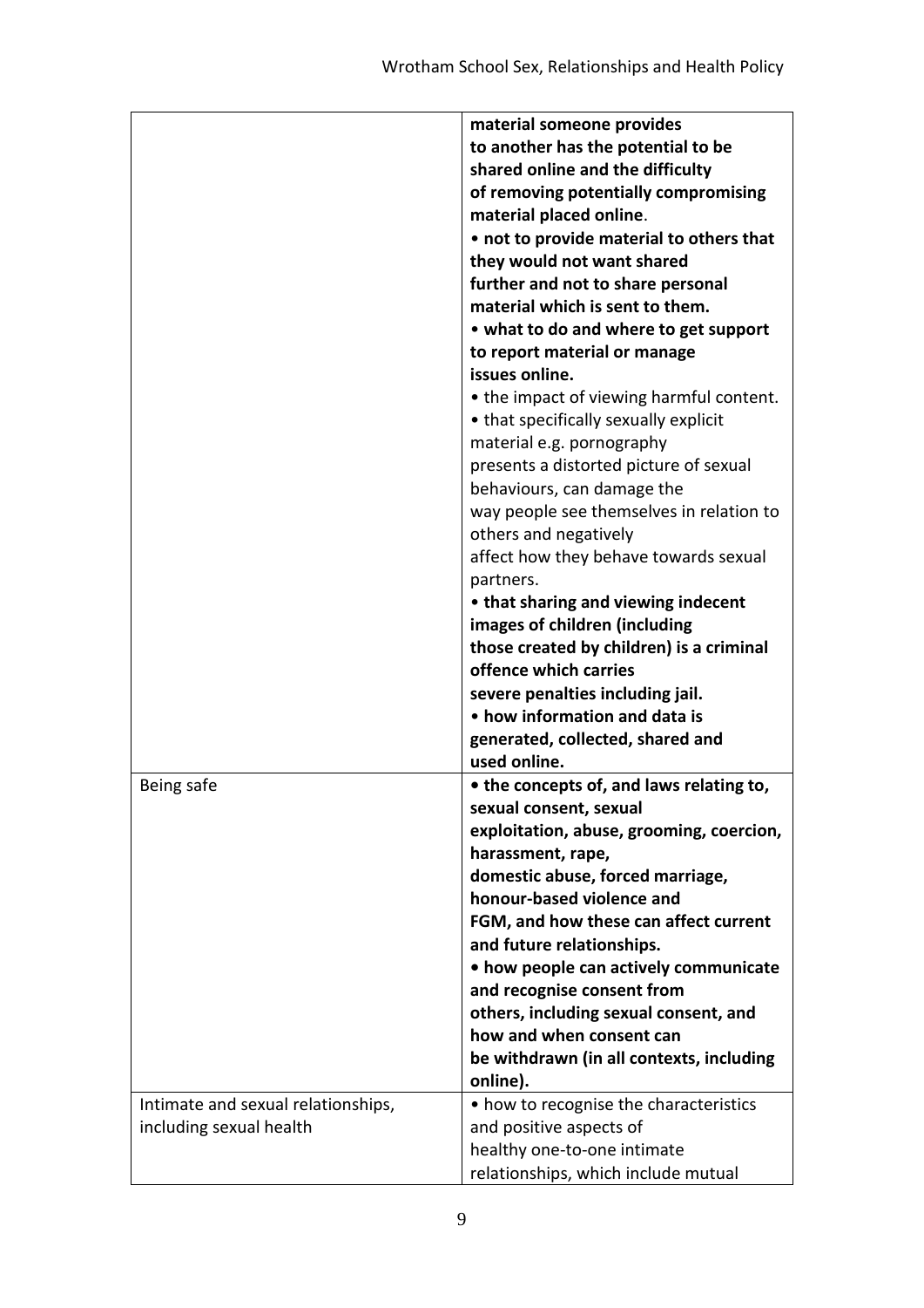| | |
|---|---|
| | **material someone provides to another has the potential to be shared online and the difficulty of removing potentially compromising material placed online**.<br>• **not to provide material to others that they would not want shared further and not to share personal material which is sent to them.**<br>• **what to do and where to get support to report material or manage issues online.**<br>• the impact of viewing harmful content.<br>• that specifically sexually explicit material e.g. pornography presents a distorted picture of sexual behaviours, can damage the way people see themselves in relation to others and negatively affect how they behave towards sexual partners.<br>• **that sharing and viewing indecent images of children (including those created by children) is a criminal offence which carries severe penalties including jail.**<br>• **how information and data is generated, collected, shared and used online.** |
| Being safe | **• the concepts of, and laws relating to, sexual consent, sexual exploitation, abuse, grooming, coercion, harassment, rape, domestic abuse, forced marriage, honour-based violence and FGM, and how these can affect current and future relationships.**<br>**• how people can actively communicate and recognise consent from others, including sexual consent, and how and when consent can be withdrawn (in all contexts, including online).** |
| Intimate and sexual relationships, including sexual health | • how to recognise the characteristics and positive aspects of healthy one-to-one intimate relationships, which include mutual |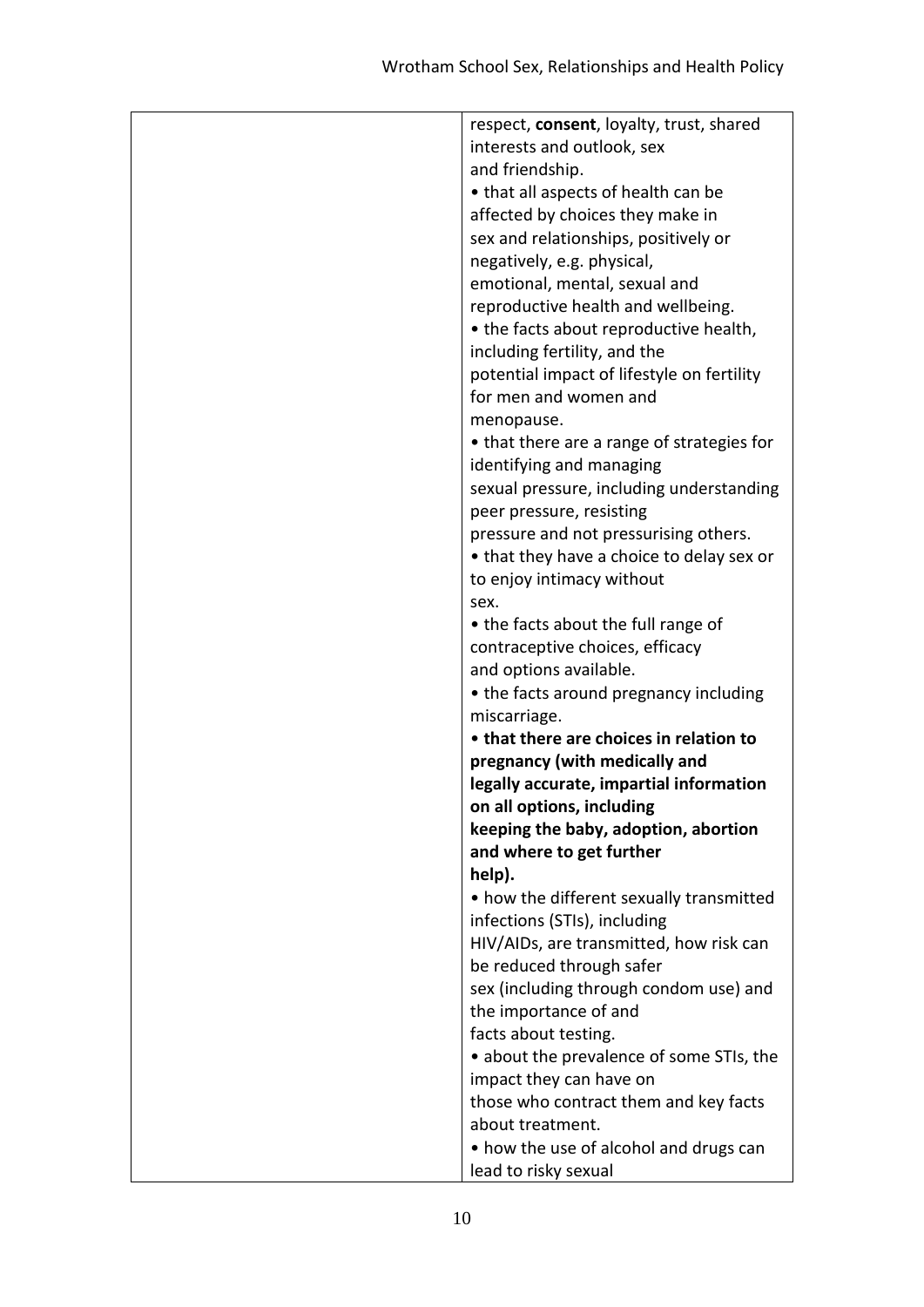| | respect, **consent**, loyalty, trust, shared interests and outlook, sex and friendship.<br>• that all aspects of health can be affected by choices they make in sex and relationships, positively or negatively, e.g. physical, emotional, mental, sexual and reproductive health and wellbeing.<br>• the facts about reproductive health, including fertility, and the potential impact of lifestyle on fertility for men and women and menopause.<br>• that there are a range of strategies for identifying and managing sexual pressure, including understanding peer pressure, resisting pressure and not pressurising others.<br>• that they have a choice to delay sex or to enjoy intimacy without sex.<br>• the facts about the full range of contraceptive choices, efficacy and options available.<br>• the facts around pregnancy including miscarriage.<br>• **that there are choices in relation to pregnancy (with medically and legally accurate, impartial information on all options, including keeping the baby, adoption, abortion and where to get further help).**<br>• how the different sexually transmitted infections (STIs), including HIV/AIDs, are transmitted, how risk can be reduced through safer sex (including through condom use) and the importance of and facts about testing.<br>• about the prevalence of some STIs, the impact they can have on those who contract them and key facts about treatment.<br>• how the use of alcohol and drugs can lead to risky sexual |
|---|---|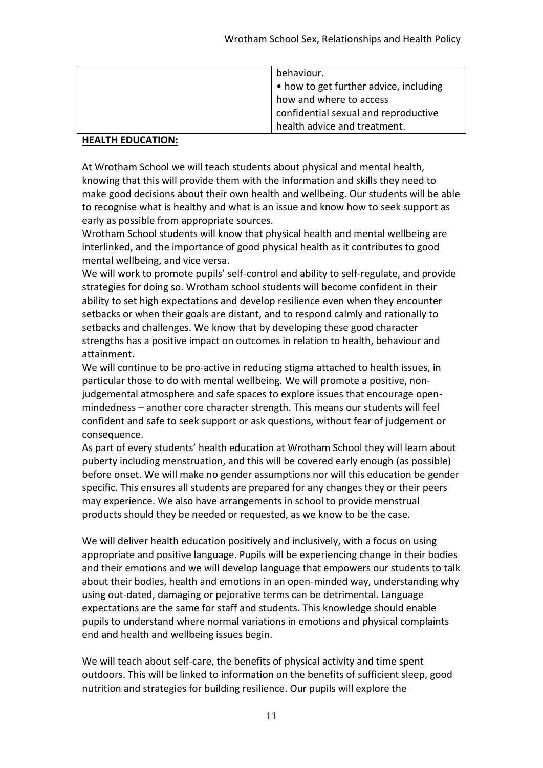| | behaviour.<br>• how to get further advice, including how and where to access confidential sexual and reproductive health advice and treatment. |
|---|---|

**HEALTH EDUCATION:**

At Wrotham School we will teach students about physical and mental health, knowing that this will provide them with the information and skills they need to make good decisions about their own health and wellbeing. Our students will be able to recognise what is healthy and what is an issue and know how to seek support as early as possible from appropriate sources.

Wrotham School students will know that physical health and mental wellbeing are interlinked, and the importance of good physical health as it contributes to good mental wellbeing, and vice versa.

We will work to promote pupils' self-control and ability to self-regulate, and provide strategies for doing so. Wrotham school students will become confident in their ability to set high expectations and develop resilience even when they encounter setbacks or when their goals are distant, and to respond calmly and rationally to setbacks and challenges. We know that by developing these good character strengths has a positive impact on outcomes in relation to health, behaviour and attainment.

We will continue to be pro-active in reducing stigma attached to health issues, in particular those to do with mental wellbeing. We will promote a positive, non-judgemental atmosphere and safe spaces to explore issues that encourage open-mindedness – another core character strength. This means our students will feel confident and safe to seek support or ask questions, without fear of judgement or consequence.

As part of every students' health education at Wrotham School they will learn about puberty including menstruation, and this will be covered early enough (as possible) before onset. We will make no gender assumptions nor will this education be gender specific. This ensures all students are prepared for any changes they or their peers may experience. We also have arrangements in school to provide menstrual products should they be needed or requested, as we know to be the case.

We will deliver health education positively and inclusively, with a focus on using appropriate and positive language. Pupils will be experiencing change in their bodies and their emotions and we will develop language that empowers our students to talk about their bodies, health and emotions in an open-minded way, understanding why using out-dated, damaging or pejorative terms can be detrimental. Language expectations are the same for staff and students. This knowledge should enable pupils to understand where normal variations in emotions and physical complaints end and health and wellbeing issues begin.

We will teach about self-care, the benefits of physical activity and time spent outdoors. This will be linked to information on the benefits of sufficient sleep, good nutrition and strategies for building resilience. Our pupils will explore the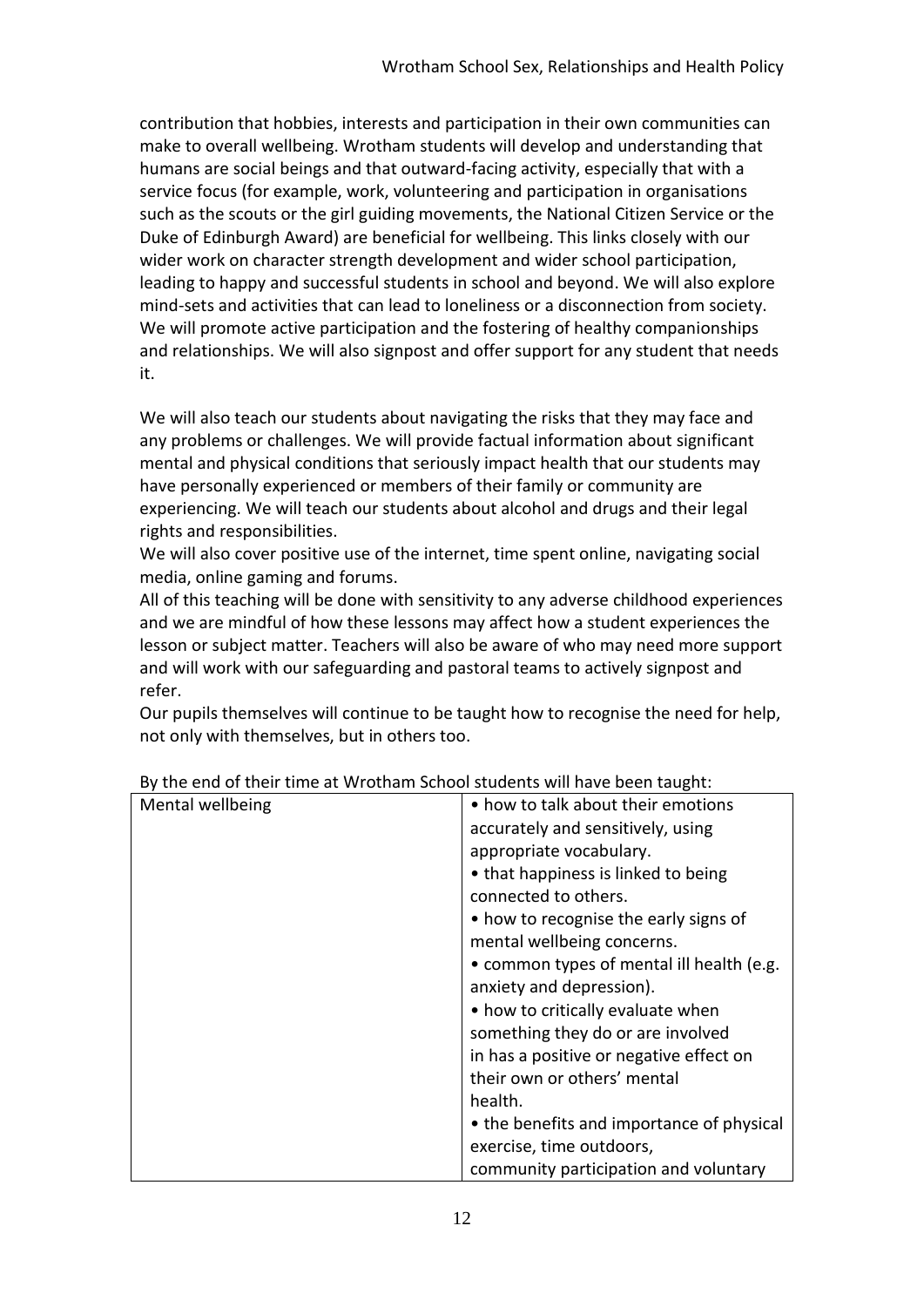contribution that hobbies, interests and participation in their own communities can make to overall wellbeing. Wrotham students will develop and understanding that humans are social beings and that outward-facing activity, especially that with a service focus (for example, work, volunteering and participation in organisations such as the scouts or the girl guiding movements, the National Citizen Service or the Duke of Edinburgh Award) are beneficial for wellbeing. This links closely with our wider work on character strength development and wider school participation, leading to happy and successful students in school and beyond. We will also explore mind-sets and activities that can lead to loneliness or a disconnection from society. We will promote active participation and the fostering of healthy companionships and relationships. We will also signpost and offer support for any student that needs it.

We will also teach our students about navigating the risks that they may face and any problems or challenges. We will provide factual information about significant mental and physical conditions that seriously impact health that our students may have personally experienced or members of their family or community are experiencing. We will teach our students about alcohol and drugs and their legal rights and responsibilities.

We will also cover positive use of the internet, time spent online, navigating social media, online gaming and forums.

All of this teaching will be done with sensitivity to any adverse childhood experiences and we are mindful of how these lessons may affect how a student experiences the lesson or subject matter. Teachers will also be aware of who may need more support and will work with our safeguarding and pastoral teams to actively signpost and refer.

Our pupils themselves will continue to be taught how to recognise the need for help, not only with themselves, but in others too.

By the end of their time at Wrotham School students will have been taught:

| | |
|---|---|
| Mental wellbeing | • how to talk about their emotions accurately and sensitively, using appropriate vocabulary.<br>• that happiness is linked to being connected to others.<br>• how to recognise the early signs of mental wellbeing concerns.<br>• common types of mental ill health (e.g. anxiety and depression).<br>• how to critically evaluate when something they do or are involved in has a positive or negative effect on their own or others' mental health.<br>• the benefits and importance of physical exercise, time outdoors, community participation and voluntary |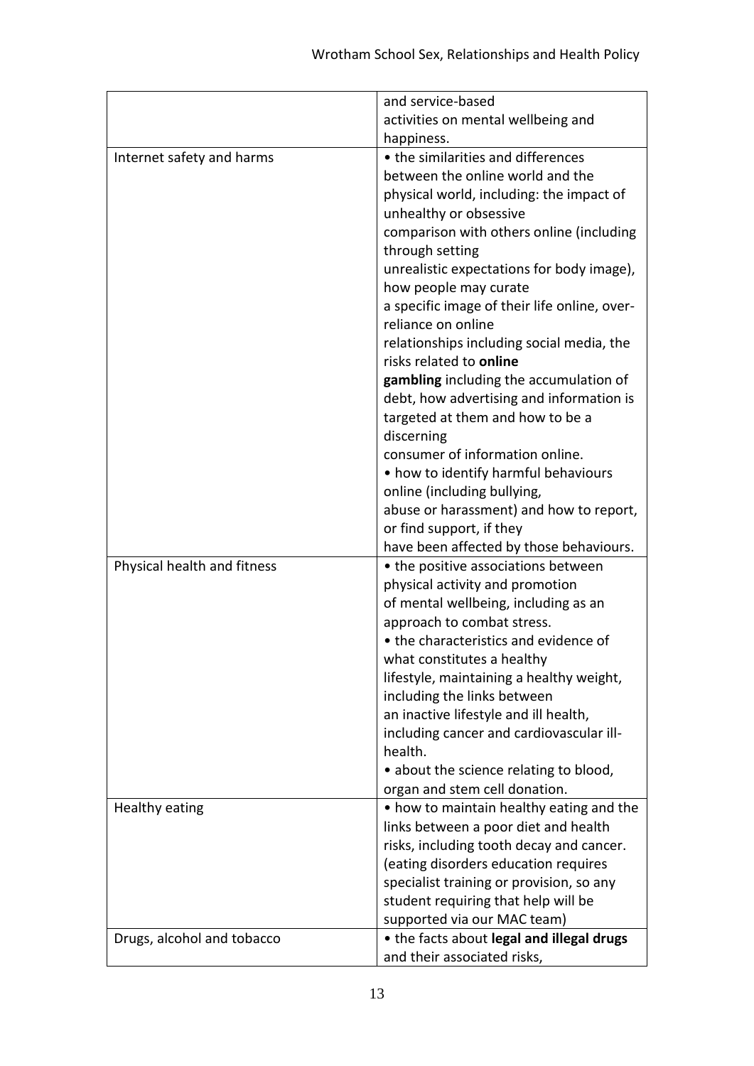| | |
|---|---|
| | and service-based activities on mental wellbeing and happiness. |
| Internet safety and harms | • the similarities and differences between the online world and the physical world, including: the impact of unhealthy or obsessive comparison with others online (including through setting unrealistic expectations for body image), how people may curate a specific image of their life online, over-reliance on online relationships including social media, the risks related to **online gambling** including the accumulation of debt, how advertising and information is targeted at them and how to be a discerning consumer of information online.<br>• how to identify harmful behaviours online (including bullying, abuse or harassment) and how to report, or find support, if they have been affected by those behaviours. |
| Physical health and fitness | • the positive associations between physical activity and promotion of mental wellbeing, including as an approach to combat stress.<br>• the characteristics and evidence of what constitutes a healthy lifestyle, maintaining a healthy weight, including the links between an inactive lifestyle and ill health, including cancer and cardiovascular ill-health.<br>• about the science relating to blood, organ and stem cell donation. |
| Healthy eating | • how to maintain healthy eating and the links between a poor diet and health risks, including tooth decay and cancer. (eating disorders education requires specialist training or provision, so any student requiring that help will be supported via our MAC team) |
| Drugs, alcohol and tobacco | • the facts about **legal and illegal drugs** and their associated risks, |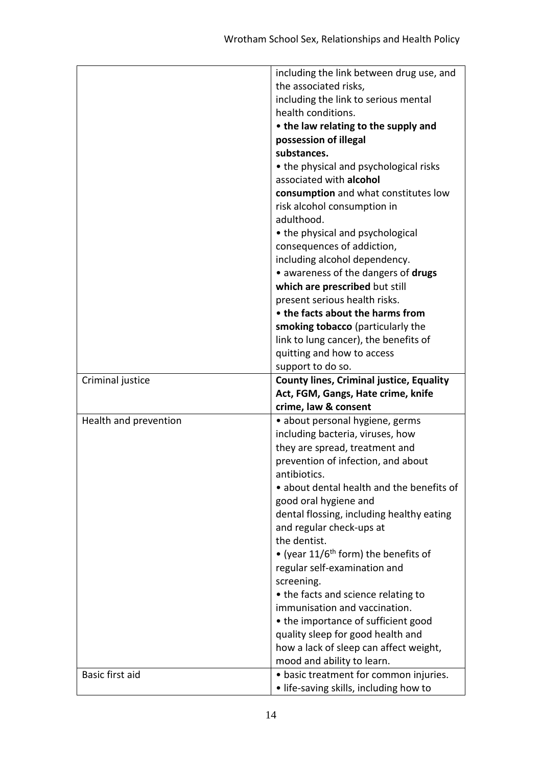| | |
|---|---|
| | including the link between drug use, and the associated risks, including the link to serious mental health conditions.<br>• **the law relating to the supply and possession of illegal substances.**<br>• the physical and psychological risks associated with **alcohol consumption** and what constitutes low risk alcohol consumption in adulthood.<br>• the physical and psychological consequences of addiction, including alcohol dependency.<br>• awareness of the dangers of **drugs which are prescribed** but still present serious health risks.<br>• **the facts about the harms from smoking tobacco** (particularly the link to lung cancer), the benefits of quitting and how to access support to do so. |
| Criminal justice | **County lines, Criminal justice, Equality Act, FGM, Gangs, Hate crime, knife crime, law & consent** |
| Health and prevention | • about personal hygiene, germs including bacteria, viruses, how they are spread, treatment and prevention of infection, and about antibiotics.<br>• about dental health and the benefits of good oral hygiene and dental flossing, including healthy eating and regular check-ups at the dentist.<br>• (year 11/6th form) the benefits of regular self-examination and screening.<br>• the facts and science relating to immunisation and vaccination.<br>• the importance of sufficient good quality sleep for good health and how a lack of sleep can affect weight, mood and ability to learn. |
| Basic first aid | • basic treatment for common injuries.<br>• life-saving skills, including how to |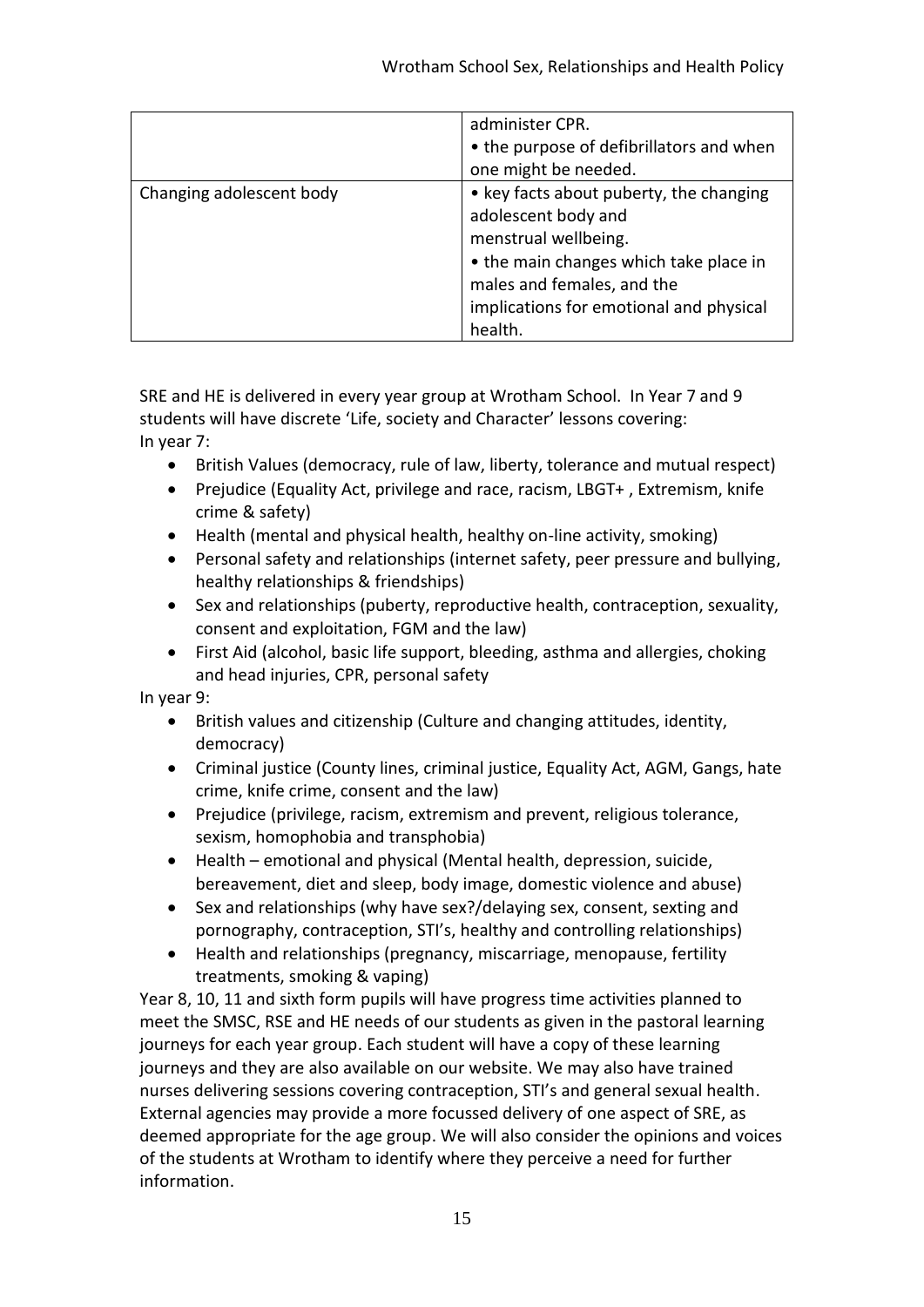| | |
|---|---|
| | administer CPR.<br>• the purpose of defibrillators and when one might be needed. |
| Changing adolescent body | • key facts about puberty, the changing adolescent body and menstrual wellbeing.<br>• the main changes which take place in males and females, and the implications for emotional and physical health. |

SRE and HE is delivered in every year group at Wrotham School. In Year 7 and 9 students will have discrete 'Life, society and Character' lessons covering:
In year 7:

- British Values (democracy, rule of law, liberty, tolerance and mutual respect)
- Prejudice (Equality Act, privilege and race, racism, LBGT+ , Extremism, knife crime & safety)
- Health (mental and physical health, healthy on-line activity, smoking)
- Personal safety and relationships (internet safety, peer pressure and bullying, healthy relationships & friendships)
- Sex and relationships (puberty, reproductive health, contraception, sexuality, consent and exploitation, FGM and the law)
- First Aid (alcohol, basic life support, bleeding, asthma and allergies, choking and head injuries, CPR, personal safety

In year 9:

- British values and citizenship (Culture and changing attitudes, identity, democracy)
- Criminal justice (County lines, criminal justice, Equality Act, AGM, Gangs, hate crime, knife crime, consent and the law)
- Prejudice (privilege, racism, extremism and prevent, religious tolerance, sexism, homophobia and transphobia)
- Health – emotional and physical (Mental health, depression, suicide, bereavement, diet and sleep, body image, domestic violence and abuse)
- Sex and relationships (why have sex?/delaying sex, consent, sexting and pornography, contraception, STI's, healthy and controlling relationships)
- Health and relationships (pregnancy, miscarriage, menopause, fertility treatments, smoking & vaping)

Year 8, 10, 11 and sixth form pupils will have progress time activities planned to meet the SMSC, RSE and HE needs of our students as given in the pastoral learning journeys for each year group. Each student will have a copy of these learning journeys and they are also available on our website. We may also have trained nurses delivering sessions covering contraception, STI's and general sexual health. External agencies may provide a more focussed delivery of one aspect of SRE, as deemed appropriate for the age group. We will also consider the opinions and voices of the students at Wrotham to identify where they perceive a need for further information.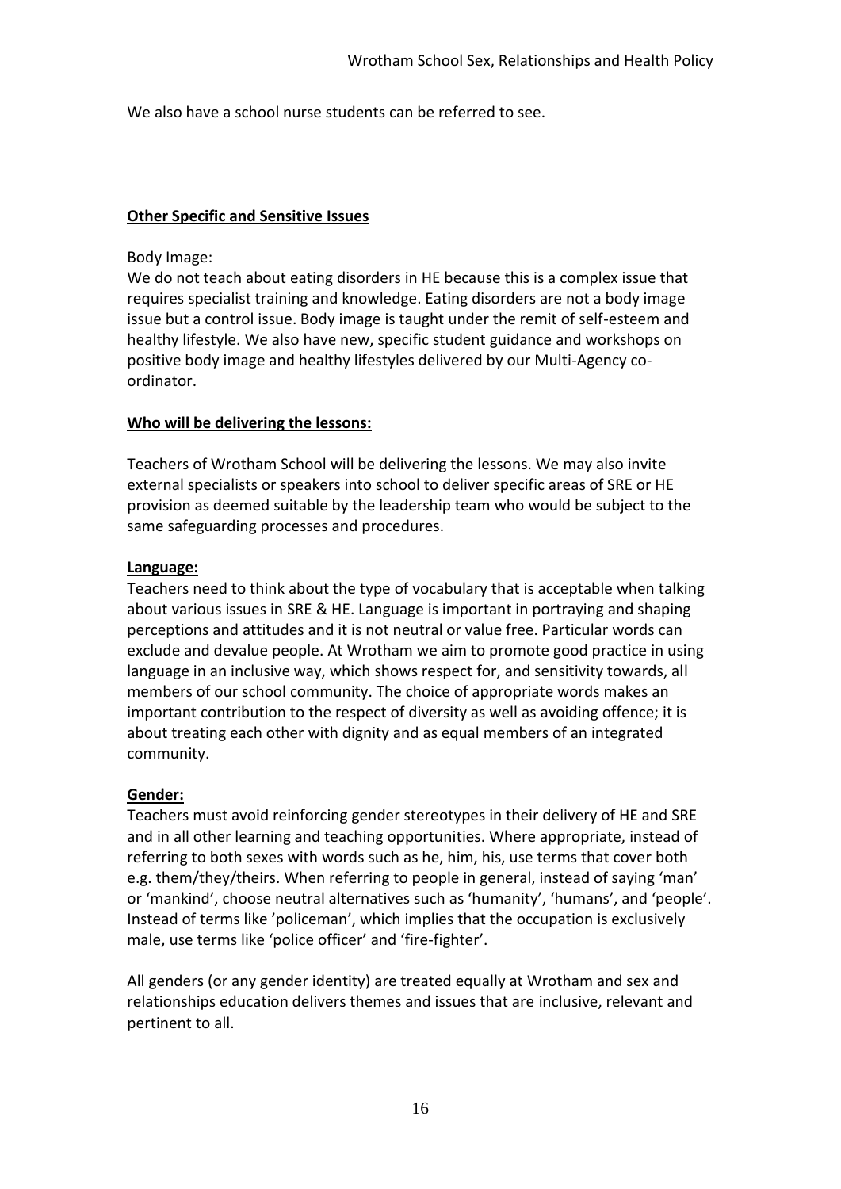We also have a school nurse students can be referred to see.

**Other Specific and Sensitive Issues**

Body Image:
We do not teach about eating disorders in HE because this is a complex issue that requires specialist training and knowledge. Eating disorders are not a body image issue but a control issue. Body image is taught under the remit of self-esteem and healthy lifestyle. We also have new, specific student guidance and workshops on positive body image and healthy lifestyles delivered by our Multi-Agency co-ordinator.

**Who will be delivering the lessons:**

Teachers of Wrotham School will be delivering the lessons. We may also invite external specialists or speakers into school to deliver specific areas of SRE or HE provision as deemed suitable by the leadership team who would be subject to the same safeguarding processes and procedures.

**Language:**

Teachers need to think about the type of vocabulary that is acceptable when talking about various issues in SRE & HE. Language is important in portraying and shaping perceptions and attitudes and it is not neutral or value free. Particular words can exclude and devalue people. At Wrotham we aim to promote good practice in using language in an inclusive way, which shows respect for, and sensitivity towards, all members of our school community. The choice of appropriate words makes an important contribution to the respect of diversity as well as avoiding offence; it is about treating each other with dignity and as equal members of an integrated community.

**Gender:**

Teachers must avoid reinforcing gender stereotypes in their delivery of HE and SRE and in all other learning and teaching opportunities. Where appropriate, instead of referring to both sexes with words such as he, him, his, use terms that cover both e.g. them/they/theirs. When referring to people in general, instead of saying 'man' or 'mankind', choose neutral alternatives such as 'humanity', 'humans', and 'people'. Instead of terms like 'policeman', which implies that the occupation is exclusively male, use terms like 'police officer' and 'fire-fighter'.

All genders (or any gender identity) are treated equally at Wrotham and sex and relationships education delivers themes and issues that are inclusive, relevant and pertinent to all.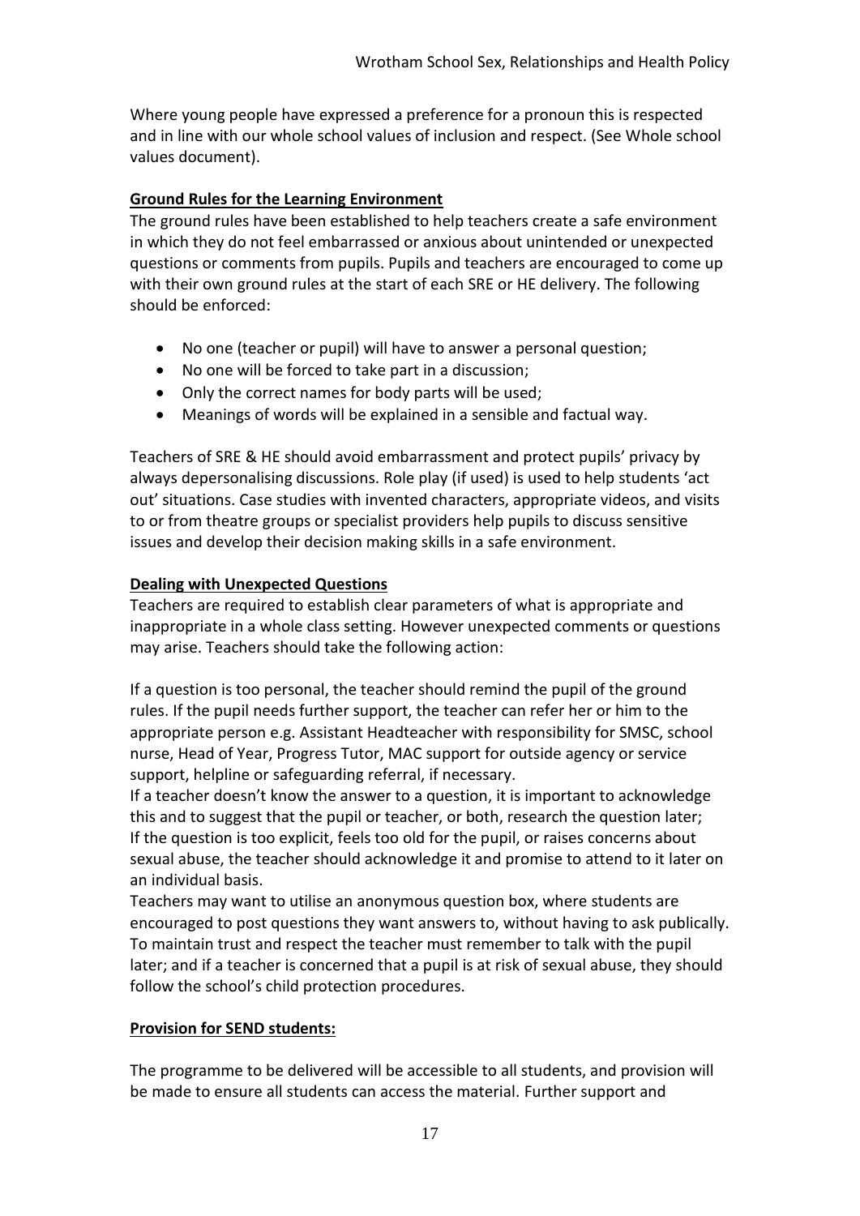Where young people have expressed a preference for a pronoun this is respected and in line with our whole school values of inclusion and respect. (See Whole school values document).

**Ground Rules for the Learning Environment**

The ground rules have been established to help teachers create a safe environment in which they do not feel embarrassed or anxious about unintended or unexpected questions or comments from pupils. Pupils and teachers are encouraged to come up with their own ground rules at the start of each SRE or HE delivery. The following should be enforced:

- No one (teacher or pupil) will have to answer a personal question;
- No one will be forced to take part in a discussion;
- Only the correct names for body parts will be used;
- Meanings of words will be explained in a sensible and factual way.

Teachers of SRE & HE should avoid embarrassment and protect pupils' privacy by always depersonalising discussions. Role play (if used) is used to help students 'act out' situations. Case studies with invented characters, appropriate videos, and visits to or from theatre groups or specialist providers help pupils to discuss sensitive issues and develop their decision making skills in a safe environment.

**Dealing with Unexpected Questions**

Teachers are required to establish clear parameters of what is appropriate and inappropriate in a whole class setting. However unexpected comments or questions may arise. Teachers should take the following action:

If a question is too personal, the teacher should remind the pupil of the ground rules. If the pupil needs further support, the teacher can refer her or him to the appropriate person e.g. Assistant Headteacher with responsibility for SMSC, school nurse, Head of Year, Progress Tutor, MAC support for outside agency or service support, helpline or safeguarding referral, if necessary.
If a teacher doesn't know the answer to a question, it is important to acknowledge this and to suggest that the pupil or teacher, or both, research the question later;
If the question is too explicit, feels too old for the pupil, or raises concerns about sexual abuse, the teacher should acknowledge it and promise to attend to it later on an individual basis.
Teachers may want to utilise an anonymous question box, where students are encouraged to post questions they want answers to, without having to ask publically. To maintain trust and respect the teacher must remember to talk with the pupil later; and if a teacher is concerned that a pupil is at risk of sexual abuse, they should follow the school's child protection procedures.

**Provision for SEND students:**

The programme to be delivered will be accessible to all students, and provision will be made to ensure all students can access the material. Further support and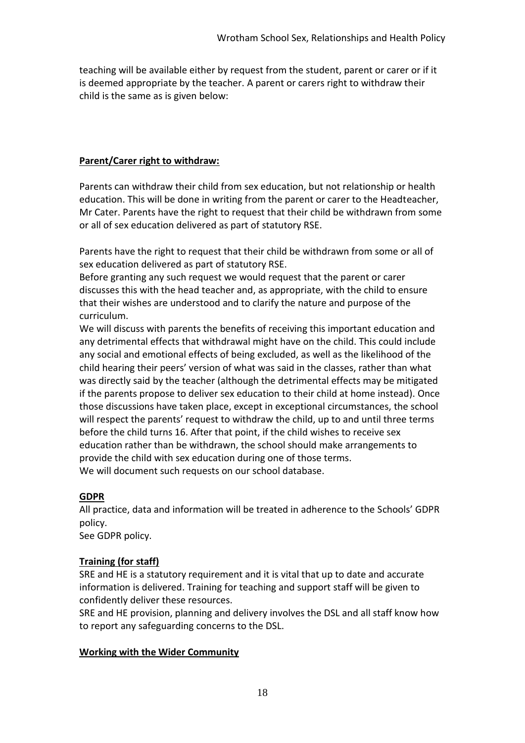teaching will be available either by request from the student, parent or carer or if it is deemed appropriate by the teacher. A parent or carers right to withdraw their child is the same as is given below:

**Parent/Carer right to withdraw:**

Parents can withdraw their child from sex education, but not relationship or health education. This will be done in writing from the parent or carer to the Headteacher, Mr Cater. Parents have the right to request that their child be withdrawn from some or all of sex education delivered as part of statutory RSE.

Parents have the right to request that their child be withdrawn from some or all of sex education delivered as part of statutory RSE.
Before granting any such request we would request that the parent or carer discusses this with the head teacher and, as appropriate, with the child to ensure that their wishes are understood and to clarify the nature and purpose of the curriculum.
We will discuss with parents the benefits of receiving this important education and any detrimental effects that withdrawal might have on the child. This could include any social and emotional effects of being excluded, as well as the likelihood of the child hearing their peers' version of what was said in the classes, rather than what was directly said by the teacher (although the detrimental effects may be mitigated if the parents propose to deliver sex education to their child at home instead). Once those discussions have taken place, except in exceptional circumstances, the school will respect the parents' request to withdraw the child, up to and until three terms before the child turns 16. After that point, if the child wishes to receive sex education rather than be withdrawn, the school should make arrangements to provide the child with sex education during one of those terms.
We will document such requests on our school database.

**GDPR**

All practice, data and information will be treated in adherence to the Schools' GDPR policy.
See GDPR policy.

**Training (for staff)**

SRE and HE is a statutory requirement and it is vital that up to date and accurate information is delivered. Training for teaching and support staff will be given to confidently deliver these resources.
SRE and HE provision, planning and delivery involves the DSL and all staff know how to report any safeguarding concerns to the DSL.

**Working with the Wider Community**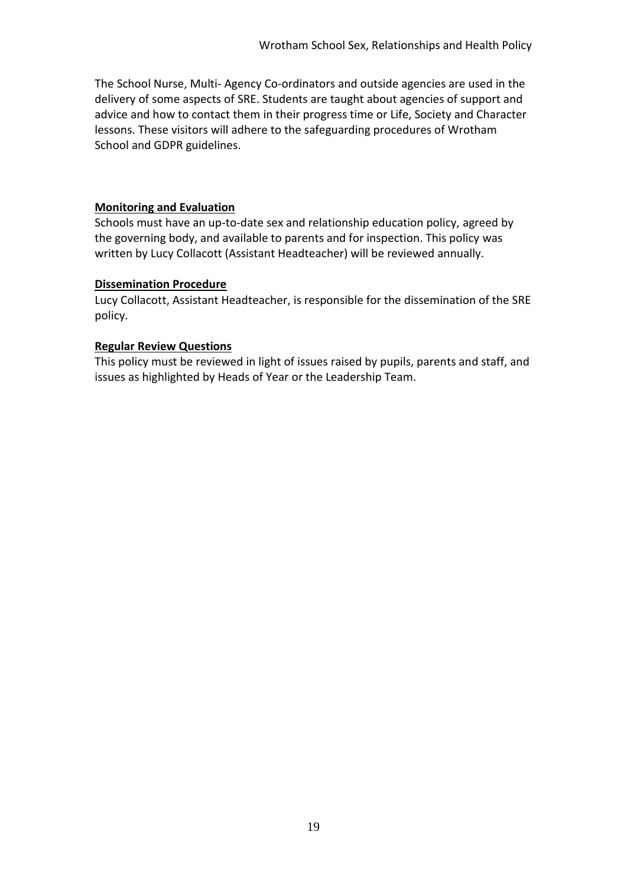The School Nurse, Multi- Agency Co-ordinators and outside agencies are used in the delivery of some aspects of SRE. Students are taught about agencies of support and advice and how to contact them in their progress time or Life, Society and Character lessons. These visitors will adhere to the safeguarding procedures of Wrotham School and GDPR guidelines.

**Monitoring and Evaluation**

Schools must have an up-to-date sex and relationship education policy, agreed by the governing body, and available to parents and for inspection. This policy was written by Lucy Collacott (Assistant Headteacher) will be reviewed annually.

**Dissemination Procedure**

Lucy Collacott, Assistant Headteacher, is responsible for the dissemination of the SRE policy.

**Regular Review Questions**

This policy must be reviewed in light of issues raised by pupils, parents and staff, and issues as highlighted by Heads of Year or the Leadership Team.